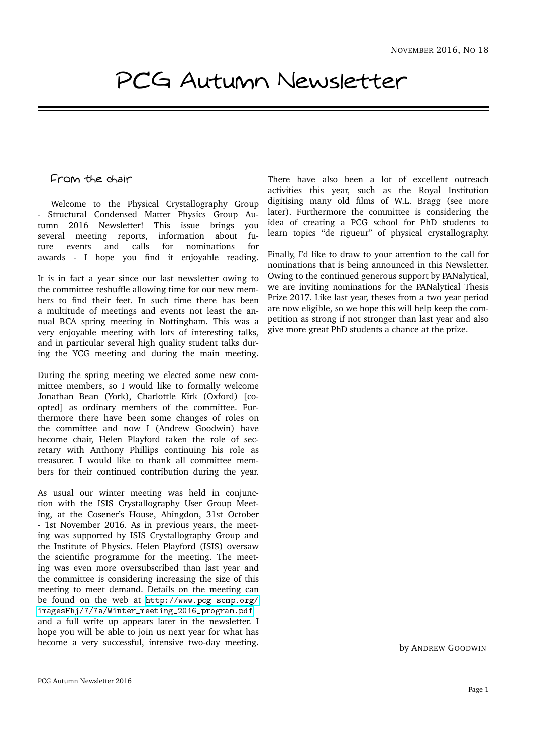NOVEMBER 2016, NO 18

# PCG Autumn Newsletter

## From the chair

Welcome to the Physical Crystallography Group - Structural Condensed Matter Physics Group Autumn 2016 Newsletter! This issue brings you several meeting reports, information about future events and calls for nominations for awards - I hope you find it enjoyable reading.

It is in fact a year since our last newsletter owing to the committee reshuffle allowing time for our new members to find their feet. In such time there has been a multitude of meetings and events not least the annual BCA spring meeting in Nottingham. This was a very enjoyable meeting with lots of interesting talks, and in particular several high quality student talks during the YCG meeting and during the main meeting.

During the spring meeting we elected some new committee members, so I would like to formally welcome Jonathan Bean (York), Charlottle Kirk (Oxford) [co-opted] as ordinary members of the committee. Furthermore there have been some changes of roles on the committee and now I (Andrew Goodwin) have become chair, Helen Playford taken the role of secretary with Anthony Phillips continuing his role as treasurer. I would like to thank all committee members for their continued contribution during the year.

As usual our winter meeting was held in conjunction with the ISIS Crystallography User Group Meeting, at the Cosener's House, Abingdon, 31st October - 1st November 2016. As in previous years, the meeting was supported by ISIS Crystallography Group and the Institute of Physics. Helen Playford (ISIS) oversaw the scientific programme for the meeting. The meeting was even more oversubscribed than last year and the committee is considering increasing the size of this meeting to meet demand. Details on the meeting can be found on the web at http://www.pcg-scmp.org/imagesFhj/7/7a/Winter_meeting_2016_program.pdf and a full write up appears later in the newsletter. I hope you will be able to join us next year for what has become a very successful, intensive two-day meeting.

There have also been a lot of excellent outreach activities this year, such as the Royal Institution digitising many old films of W.L. Bragg (see more later). Furthermore the committee is considering the idea of creating a PCG school for PhD students to learn topics "de rigueur" of physical crystallography.

Finally, I'd like to draw to your attention to the call for nominations that is being announced in this Newsletter. Owing to the continued generous support by PANalytical, we are inviting nominations for the PANalytical Thesis Prize 2017. Like last year, theses from a two year period are now eligible, so we hope this will help keep the competition as strong if not stronger than last year and also give more great PhD students a chance at the prize.

by ANDREW GOODWIN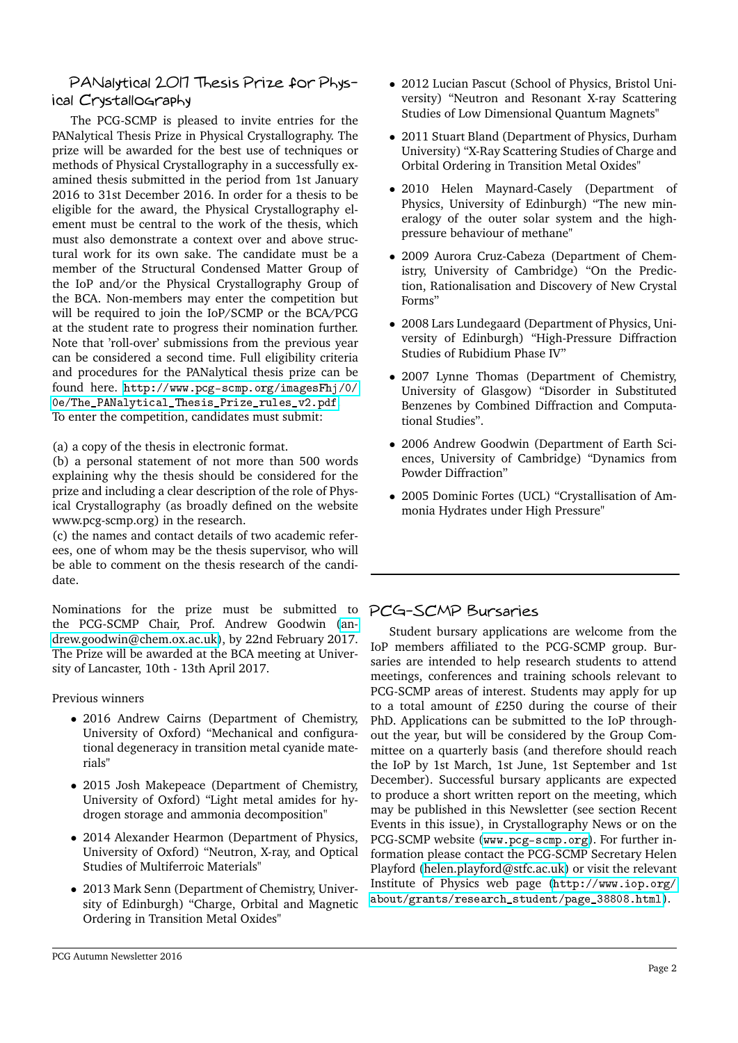## PANalytical 2017 Thesis Prize for Physical Crystallography

The PCG-SCMP is pleased to invite entries for the PANalytical Thesis Prize in Physical Crystallography. The prize will be awarded for the best use of techniques or methods of Physical Crystallography in a successfully examined thesis submitted in the period from 1st January 2016 to 31st December 2016. In order for a thesis to be eligible for the award, the Physical Crystallography element must be central to the work of the thesis, which must also demonstrate a context over and above structural work for its own sake. The candidate must be a member of the Structural Condensed Matter Group of the IoP and/or the Physical Crystallography Group of the BCA. Non-members may enter the competition but will be required to join the IoP/SCMP or the BCA/PCG at the student rate to progress their nomination further. Note that 'roll-over' submissions from the previous year can be considered a second time. Full eligibility criteria and procedures for the PANalytical thesis prize can be found here. http://www.pcg-scmp.org/imagesFhj/0/0e/The_PANalytical_Thesis_Prize_rules_v2.pdf
To enter the competition, candidates must submit:

(a) a copy of the thesis in electronic format.
(b) a personal statement of not more than 500 words explaining why the thesis should be considered for the prize and including a clear description of the role of Physical Crystallography (as broadly defined on the website www.pcg-scmp.org) in the research.
(c) the names and contact details of two academic referees, one of whom may be the thesis supervisor, who will be able to comment on the thesis research of the candidate.

Nominations for the prize must be submitted to the PCG-SCMP Chair, Prof. Andrew Goodwin (andrew.goodwin@chem.ox.ac.uk), by 22nd February 2017. The Prize will be awarded at the BCA meeting at University of Lancaster, 10th - 13th April 2017.

Previous winners

- 2016 Andrew Cairns (Department of Chemistry, University of Oxford) "Mechanical and configurational degeneracy in transition metal cyanide materials"
- 2015 Josh Makepeace (Department of Chemistry, University of Oxford) "Light metal amides for hydrogen storage and ammonia decomposition"
- 2014 Alexander Hearmon (Department of Physics, University of Oxford) "Neutron, X-ray, and Optical Studies of Multiferroic Materials"
- 2013 Mark Senn (Department of Chemistry, University of Edinburgh) "Charge, Orbital and Magnetic Ordering in Transition Metal Oxides"
- 2012 Lucian Pascut (School of Physics, Bristol University) "Neutron and Resonant X-ray Scattering Studies of Low Dimensional Quantum Magnets"
- 2011 Stuart Bland (Department of Physics, Durham University) "X-Ray Scattering Studies of Charge and Orbital Ordering in Transition Metal Oxides"
- 2010 Helen Maynard-Casely (Department of Physics, University of Edinburgh) "The new mineralogy of the outer solar system and the high-pressure behaviour of methane"
- 2009 Aurora Cruz-Cabeza (Department of Chemistry, University of Cambridge) "On the Prediction, Rationalisation and Discovery of New Crystal Forms"
- 2008 Lars Lundegaard (Department of Physics, University of Edinburgh) "High-Pressure Diffraction Studies of Rubidium Phase IV"
- 2007 Lynne Thomas (Department of Chemistry, University of Glasgow) "Disorder in Substituted Benzenes by Combined Diffraction and Computational Studies".
- 2006 Andrew Goodwin (Department of Earth Sciences, University of Cambridge) "Dynamics from Powder Diffraction"
- 2005 Dominic Fortes (UCL) "Crystallisation of Ammonia Hydrates under High Pressure"

## PCG-SCMP Bursaries

Student bursary applications are welcome from the IoP members affiliated to the PCG-SCMP group. Bursaries are intended to help research students to attend meetings, conferences and training schools relevant to PCG-SCMP areas of interest. Students may apply for up to a total amount of £250 during the course of their PhD. Applications can be submitted to the IoP throughout the year, but will be considered by the Group Committee on a quarterly basis (and therefore should reach the IoP by 1st March, 1st June, 1st September and 1st December). Successful bursary applicants are expected to produce a short written report on the meeting, which may be published in this Newsletter (see section Recent Events in this issue), in Crystallography News or on the PCG-SCMP website (www.pcg-scmp.org). For further information please contact the PCG-SCMP Secretary Helen Playford (helen.playford@stfc.ac.uk) or visit the relevant Institute of Physics web page (http://www.iop.org/about/grants/research_student/page_38808.html).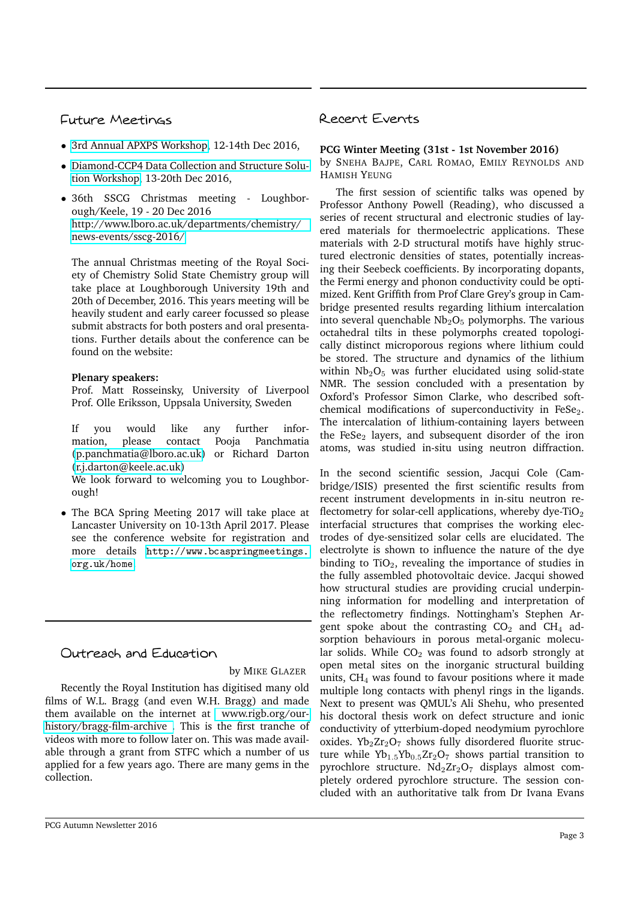## Future Meetings

- 3rd Annual APXPS Workshop, 12-14th Dec 2016,
- Diamond-CCP4 Data Collection and Structure Solution Workshop, 13-20th Dec 2016,
- 36th SSCG Christmas meeting - Loughborough/Keele, 19 - 20 Dec 2016
  http://www.lboro.ac.uk/departments/chemistry/news-events/sscg-2016/

  The annual Christmas meeting of the Royal Society of Chemistry Solid State Chemistry group will take place at Loughborough University 19th and 20th of December, 2016. This years meeting will be heavily student and early career focussed so please submit abstracts for both posters and oral presentations. Further details about the conference can be found on the website:

  **Plenary speakers:**
  Prof. Matt Rosseinsky, University of Liverpool
  Prof. Olle Eriksson, Uppsala University, Sweden

  If you would like any further information, please contact Pooja Panchmatia (p.panchmatia@lboro.ac.uk) or Richard Darton (r.j.darton@keele.ac.uk)
  We look forward to welcoming you to Loughborough!

- The BCA Spring Meeting 2017 will take place at Lancaster University on 10-13th April 2017. Please see the conference website for registration and more details `http://www.bcaspringmeetings.org.uk/home`

## Outreach and Education

by Mike Glazer

Recently the Royal Institution has digitised many old films of W.L. Bragg (and even W.H. Bragg) and made them available on the internet at www.rigb.org/our-history/bragg-film-archive . This is the first tranche of videos with more to follow later on. This was made available through a grant from STFC which a number of us applied for a few years ago. There are many gems in the collection.

## Recent Events

**PCG Winter Meeting (31st - 1st November 2016)**
by Sneha Bajpe, Carl Romao, Emily Reynolds and Hamish Yeung

The first session of scientific talks was opened by Professor Anthony Powell (Reading), who discussed a series of recent structural and electronic studies of layered materials for thermoelectric applications. These materials with 2-D structural motifs have highly structured electronic densities of states, potentially increasing their Seebeck coefficients. By incorporating dopants, the Fermi energy and phonon conductivity could be optimized. Kent Griffith from Prof Clare Grey's group in Cambridge presented results regarding lithium intercalation into several quenchable $Nb_2O_5$ polymorphs. The various octahedral tilts in these polymorphs created topologically distinct microporous regions where lithium could be stored. The structure and dynamics of the lithium within $Nb_2O_5$ was further elucidated using solid-state NMR. The session concluded with a presentation by Oxford's Professor Simon Clarke, who described soft-chemical modifications of superconductivity in $FeSe_2$. The intercalation of lithium-containing layers between the $FeSe_2$ layers, and subsequent disorder of the iron atoms, was studied in-situ using neutron diffraction.

In the second scientific session, Jacqui Cole (Cambridge/ISIS) presented the first scientific results from recent instrument developments in in-situ neutron reflectometry for solar-cell applications, whereby dye-$TiO_2$ interfacial structures that comprises the working electrodes of dye-sensitized solar cells are elucidated. The electrolyte is shown to influence the nature of the dye binding to $TiO_2$, revealing the importance of studies in the fully assembled photovoltaic device. Jacqui showed how structural studies are providing crucial underpinning information for modelling and interpretation of the reflectometry findings. Nottingham's Stephen Argent spoke about the contrasting $CO_2$ and $CH_4$ adsorption behaviours in porous metal-organic molecular solids. While $CO_2$ was found to adsorb strongly at open metal sites on the inorganic structural building units, $CH_4$ was found to favour positions where it made multiple long contacts with phenyl rings in the ligands. Next to present was QMUL's Ali Shehu, who presented his doctoral thesis work on defect structure and ionic conductivity of ytterbium-doped neodymium pyrochlore oxides. $Yb_2Zr_2O_7$ shows fully disordered fluorite structure while $Yb_{1.5}Yb_{0.5}Zr_2O_7$ shows partial transition to pyrochlore structure. $Nd_2Zr_2O_7$ displays almost completely ordered pyrochlore structure. The session concluded with an authoritative talk from Dr Ivana Evans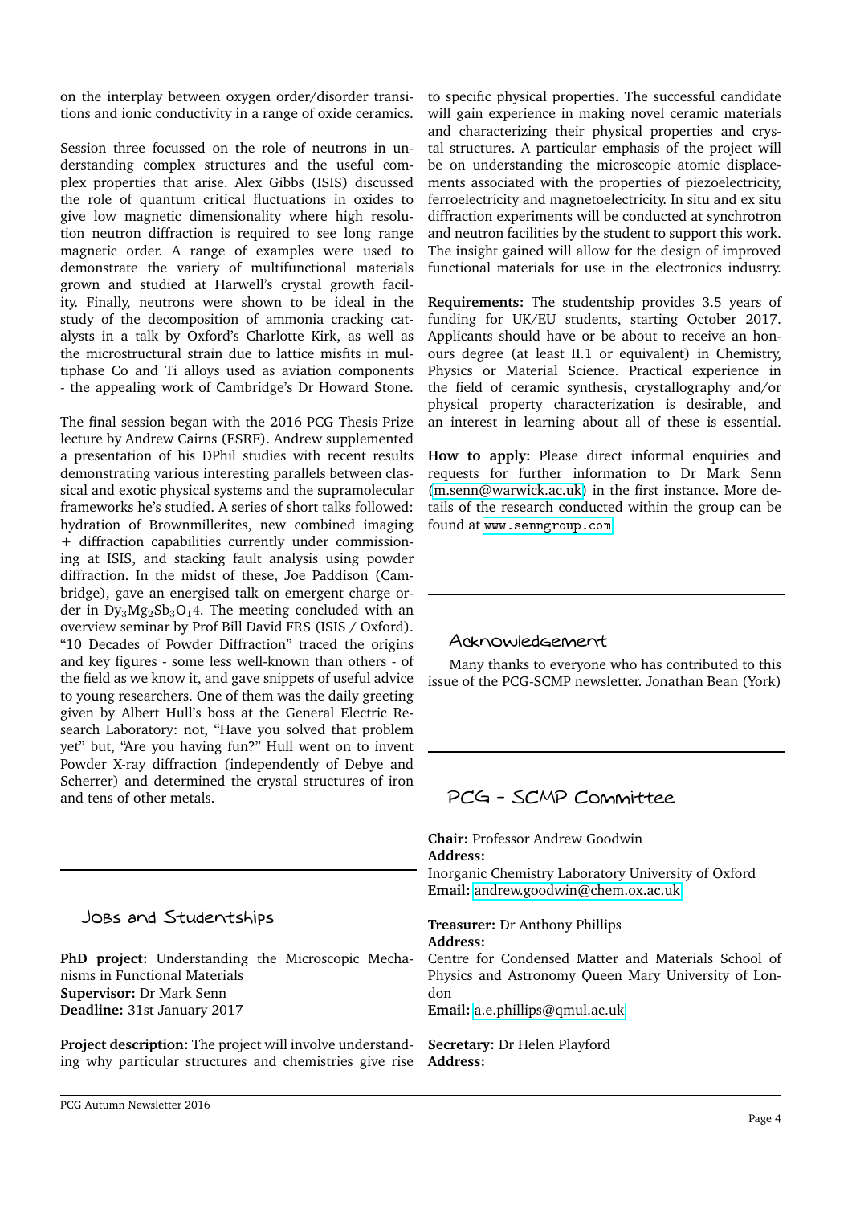on the interplay between oxygen order/disorder transitions and ionic conductivity in a range of oxide ceramics.

Session three focussed on the role of neutrons in understanding complex structures and the useful complex properties that arise. Alex Gibbs (ISIS) discussed the role of quantum critical fluctuations in oxides to give low magnetic dimensionality where high resolution neutron diffraction is required to see long range magnetic order. A range of examples were used to demonstrate the variety of multifunctional materials grown and studied at Harwell's crystal growth facility. Finally, neutrons were shown to be ideal in the study of the decomposition of ammonia cracking catalysts in a talk by Oxford's Charlotte Kirk, as well as the microstructural strain due to lattice misfits in multiphase Co and Ti alloys used as aviation components - the appealing work of Cambridge's Dr Howard Stone.

The final session began with the 2016 PCG Thesis Prize lecture by Andrew Cairns (ESRF). Andrew supplemented a presentation of his DPhil studies with recent results demonstrating various interesting parallels between classical and exotic physical systems and the supramolecular frameworks he's studied. A series of short talks followed: hydration of Brownmillerites, new combined imaging + diffraction capabilities currently under commissioning at ISIS, and stacking fault analysis using powder diffraction. In the midst of these, Joe Paddison (Cambridge), gave an energised talk on emergent charge order in $Dy_3Mg_2Sb_3O_14$. The meeting concluded with an overview seminar by Prof Bill David FRS (ISIS / Oxford). "10 Decades of Powder Diffraction" traced the origins and key figures - some less well-known than others - of the field as we know it, and gave snippets of useful advice to young researchers. One of them was the daily greeting given by Albert Hull's boss at the General Electric Research Laboratory: not, "Have you solved that problem yet" but, "Are you having fun?" Hull went on to invent Powder X-ray diffraction (independently of Debye and Scherrer) and determined the crystal structures of iron and tens of other metals.

## Jobs and Studentships

**PhD project:** Understanding the Microscopic Mechanisms in Functional Materials
**Supervisor:** Dr Mark Senn
**Deadline:** 31st January 2017

**Project description:** The project will involve understanding why particular structures and chemistries give rise to specific physical properties. The successful candidate will gain experience in making novel ceramic materials and characterizing their physical properties and crystal structures. A particular emphasis of the project will be on understanding the microscopic atomic displacements associated with the properties of piezoelectricity, ferroelectricity and magnetoelectricity. In situ and ex situ diffraction experiments will be conducted at synchrotron and neutron facilities by the student to support this work. The insight gained will allow for the design of improved functional materials for use in the electronics industry.

**Requirements:** The studentship provides 3.5 years of funding for UK/EU students, starting October 2017. Applicants should have or be about to receive an honours degree (at least II.1 or equivalent) in Chemistry, Physics or Material Science. Practical experience in the field of ceramic synthesis, crystallography and/or physical property characterization is desirable, and an interest in learning about all of these is essential.

**How to apply:** Please direct informal enquiries and requests for further information to Dr Mark Senn (m.senn@warwick.ac.uk) in the first instance. More details of the research conducted within the group can be found at `www.senngroup.com`.

## Acknowledgement

Many thanks to everyone who has contributed to this issue of the PCG-SCMP newsletter. Jonathan Bean (York)

## PCG - SCMP Committee

**Chair:** Professor Andrew Goodwin
**Address:**
Inorganic Chemistry Laboratory University of Oxford
**Email:** andrew.goodwin@chem.ox.ac.uk

**Treasurer:** Dr Anthony Phillips
**Address:**
Centre for Condensed Matter and Materials School of Physics and Astronomy Queen Mary University of London
**Email:** a.e.phillips@qmul.ac.uk

**Secretary:** Dr Helen Playford
**Address:**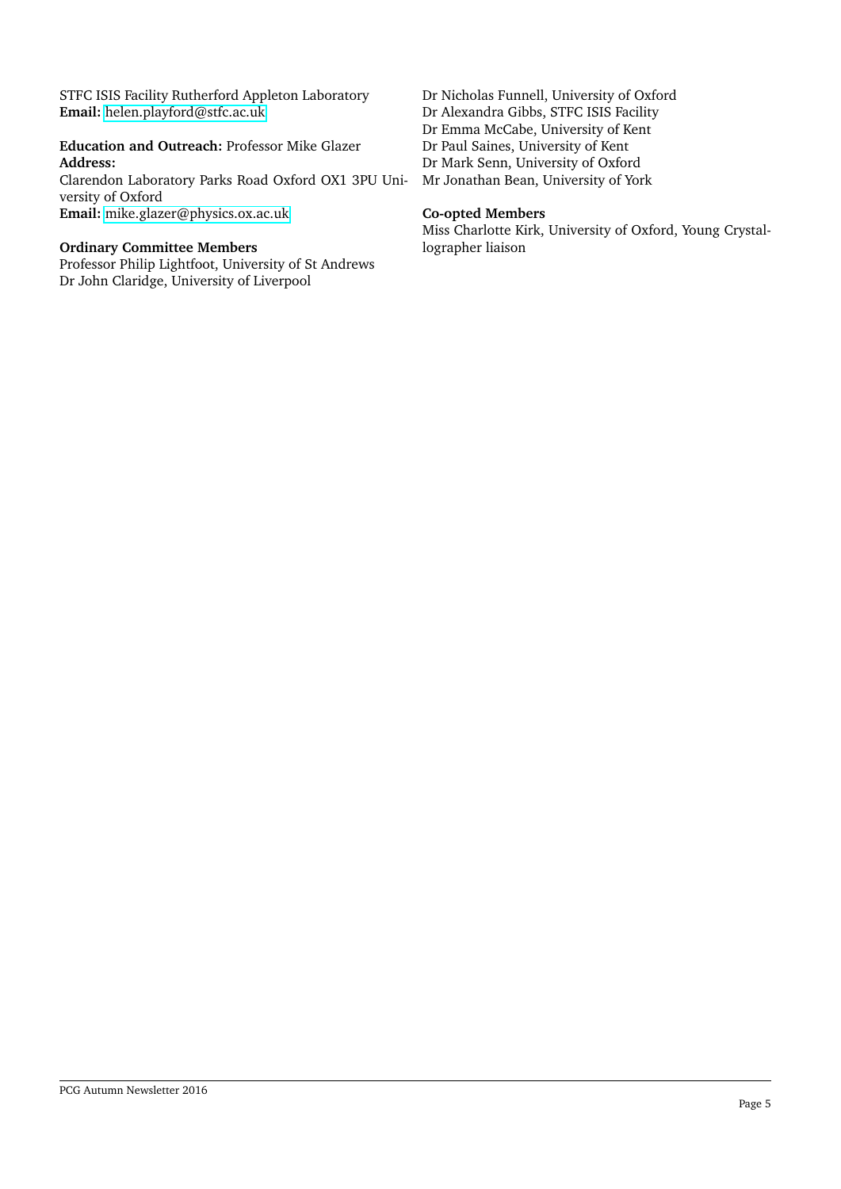STFC ISIS Facility Rutherford Appleton Laboratory
**Email:** helen.playford@stfc.ac.uk

**Education and Outreach:** Professor Mike Glazer
**Address:**
Clarendon Laboratory Parks Road Oxford OX1 3PU University of Oxford
**Email:** mike.glazer@physics.ox.ac.uk

**Ordinary Committee Members**
Professor Philip Lightfoot, University of St Andrews
Dr John Claridge, University of Liverpool
Dr Nicholas Funnell, University of Oxford
Dr Alexandra Gibbs, STFC ISIS Facility
Dr Emma McCabe, University of Kent
Dr Paul Saines, University of Kent
Dr Mark Senn, University of Oxford
Mr Jonathan Bean, University of York

**Co-opted Members**
Miss Charlotte Kirk, University of Oxford, Young Crystallographer liaison